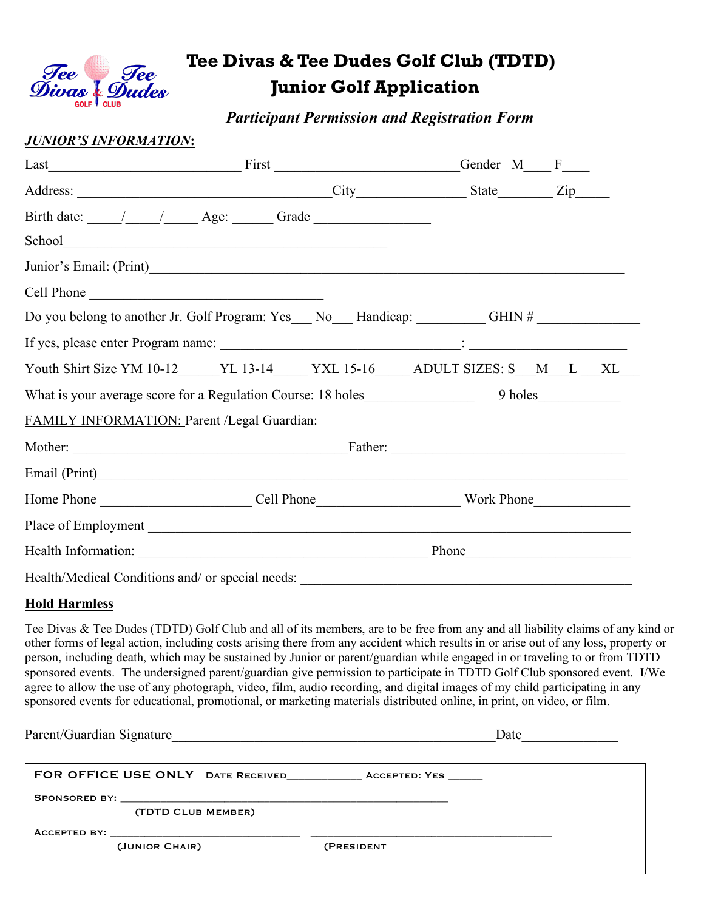# Tee Divas & Tee Dudes Golf Club (TDTD)
## Junior Golf Application

*Participant Permission and Registration Form*

***JUNIOR'S INFORMATION:***

Last____________________________ First ____________________________ Gender M____ F____

Address: _____________________________________ City________________ State________ Zip_____

Birth date: _____/_____/_____ Age: ______ Grade _________________

School________________________________________________

Junior's Email: (Print)______________________________________________________________________

Cell Phone ___________________________________

Do you belong to another Jr. Golf Program: Yes___ No___ Handicap: __________ GHIN # _______________

If yes, please enter Program name: ___________________________________: _______________________

Youth Shirt Size YM 10-12______YL 13-14_____ YXL 15-16_____ ADULT SIZES: S___M___L ___XL___

What is your average score for a Regulation Course: 18 holes________________ 9 holes____________

FAMILY INFORMATION: Parent /Legal Guardian:

Mother: ________________________________________ Father: ___________________________________

Email (Print)______________________________________________________________________________

Home Phone ______________________ Cell Phone_____________________ Work Phone______________

Place of Employment ________________________________________________________________________

Health Information: __________________________________________ Phone________________________

Health/Medical Conditions and/ or special needs: __________________________________________________

**Hold Harmless**

Tee Divas & Tee Dudes (TDTD) Golf Club and all of its members, are to be free from any and all liability claims of any kind or other forms of legal action, including costs arising there from any accident which results in or arise out of any loss, property or person, including death, which may be sustained by Junior or parent/guardian while engaged in or traveling to or from TDTD sponsored events. The undersigned parent/guardian give permission to participate in TDTD Golf Club sponsored event. I/We agree to allow the use of any photograph, video, film, audio recording, and digital images of my child participating in any sponsored events for educational, promotional, or marketing materials distributed online, in print, on video, or film.

Parent/Guardian Signature________________________________________________ Date______________

---

FOR OFFICE USE ONLY DATE RECEIVED____________ ACCEPTED: YES ______

SPONSORED BY: ______________________________________________________
(TDTD CLUB MEMBER)

ACCEPTED BY: ______________________________ ____________________________________
(JUNIOR CHAIR) (PRESIDENT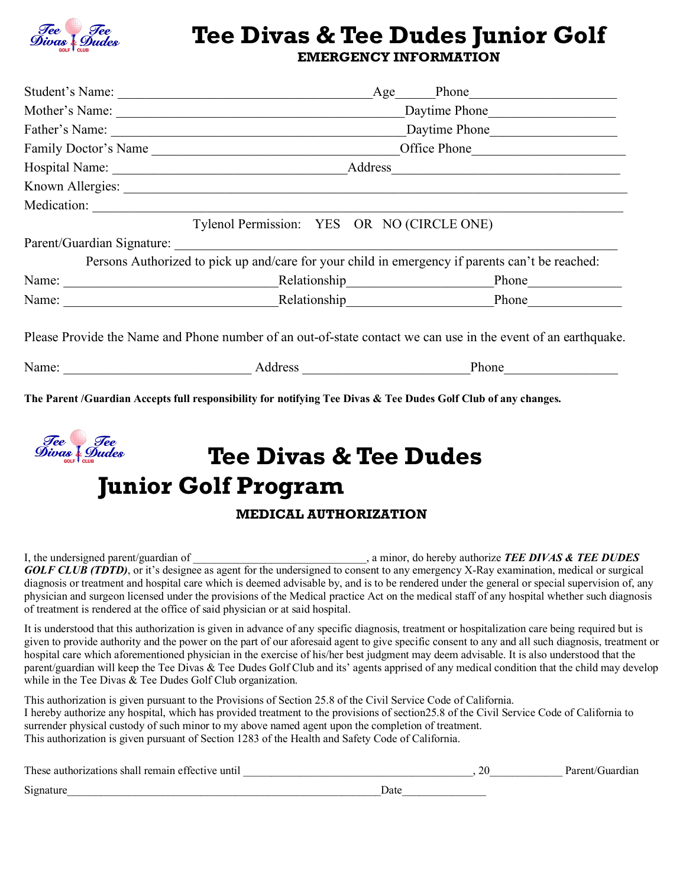# Tee Divas & Tee Dudes Junior Golf

## EMERGENCY INFORMATION

Student's Name: ______________________________________ Age______ Phone_____________________

Mother's Name: ____________________________________________ Daytime Phone__________________

Father's Name: ____________________________________________ Daytime Phone__________________

Family Doctor's Name ____________________________________ Office Phone______________________

Hospital Name: ____________________________________ Address___________________________________

Known Allergies: ___________________________________________________________________________

Medication: _______________________________________________________________________________

Tylenol Permission: YES OR NO (CIRCLE ONE)

Parent/Guardian Signature: ___________________________________________________________________

Persons Authorized to pick up and/care for your child in emergency if parents can't be reached:

Name: ________________________________ Relationship______________________ Phone______________

Name: ________________________________ Relationship______________________ Phone______________

Please Provide the Name and Phone number of an out-of-state contact we can use in the event of an earthquake.

Name: ____________________________ Address _________________________ Phone_________________

**The Parent /Guardian Accepts full responsibility for notifying Tee Divas & Tee Dudes Golf Club of any changes.**

# Tee Divas & Tee Dudes Junior Golf Program

## MEDICAL AUTHORIZATION

I, the undersigned parent/guardian of ______________________________, a minor, do hereby authorize ***TEE DIVAS & TEE DUDES GOLF CLUB (TDTD)***, or it's designee as agent for the undersigned to consent to any emergency X-Ray examination, medical or surgical diagnosis or treatment and hospital care which is deemed advisable by, and is to be rendered under the general or special supervision of, any physician and surgeon licensed under the provisions of the Medical practice Act on the medical staff of any hospital whether such diagnosis of treatment is rendered at the office of said physician or at said hospital.

It is understood that this authorization is given in advance of any specific diagnosis, treatment or hospitalization care being required but is given to provide authority and the power on the part of our aforesaid agent to give specific consent to any and all such diagnosis, treatment or hospital care which aforementioned physician in the exercise of his/her best judgment may deem advisable. It is also understood that the parent/guardian will keep the Tee Divas & Tee Dudes Golf Club and its' agents apprised of any medical condition that the child may develop while in the Tee Divas & Tee Dudes Golf Club organization.

This authorization is given pursuant to the Provisions of Section 25.8 of the Civil Service Code of California.
I hereby authorize any hospital, which has provided treatment to the provisions of section25.8 of the Civil Service Code of California to surrender physical custody of such minor to my above named agent upon the completion of treatment.
This authorization is given pursuant of Section 1283 of the Health and Safety Code of California.

These authorizations shall remain effective until _______________________________________, 20_____________ Parent/Guardian

Signature____________________________________________________________Date_______________